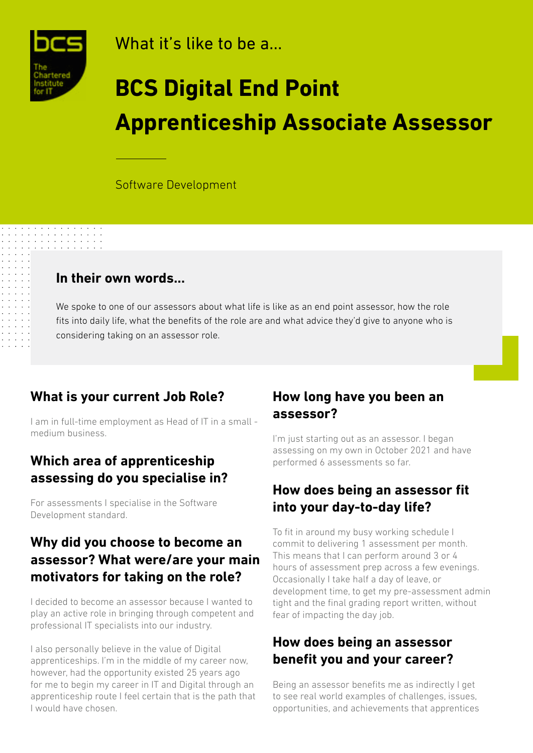What it's like to be a...

# BCS Digital End Point Apprenticeship Associate Assessor

Software Development

## In their own words...

We spoke to one of our assessors about what life is like as an end point assessor, how the role fits into daily life, what the benefits of the role are and what advice they'd give to anyone who is considering taking on an assessor role.

## What is your current Job Role?

I am in full-time employment as Head of IT in a small - medium business.

## Which area of apprenticeship assessing do you specialise in?

For assessments I specialise in the Software Development standard.

## Why did you choose to become an assessor? What were/are your main motivators for taking on the role?

I decided to become an assessor because I wanted to play an active role in bringing through competent and professional IT specialists into our industry.

I also personally believe in the value of Digital apprenticeships. I'm in the middle of my career now, however, had the opportunity existed 25 years ago for me to begin my career in IT and Digital through an apprenticeship route I feel certain that is the path that I would have chosen.

## How long have you been an assessor?

I'm just starting out as an assessor. I began assessing on my own in October 2021 and have performed 6 assessments so far.

## How does being an assessor fit into your day-to-day life?

To fit in around my busy working schedule I commit to delivering 1 assessment per month. This means that I can perform around 3 or 4 hours of assessment prep across a few evenings. Occasionally I take half a day of leave, or development time, to get my pre-assessment admin tight and the final grading report written, without fear of impacting the day job.

## How does being an assessor benefit you and your career?

Being an assessor benefits me as indirectly I get to see real world examples of challenges, issues, opportunities, and achievements that apprentices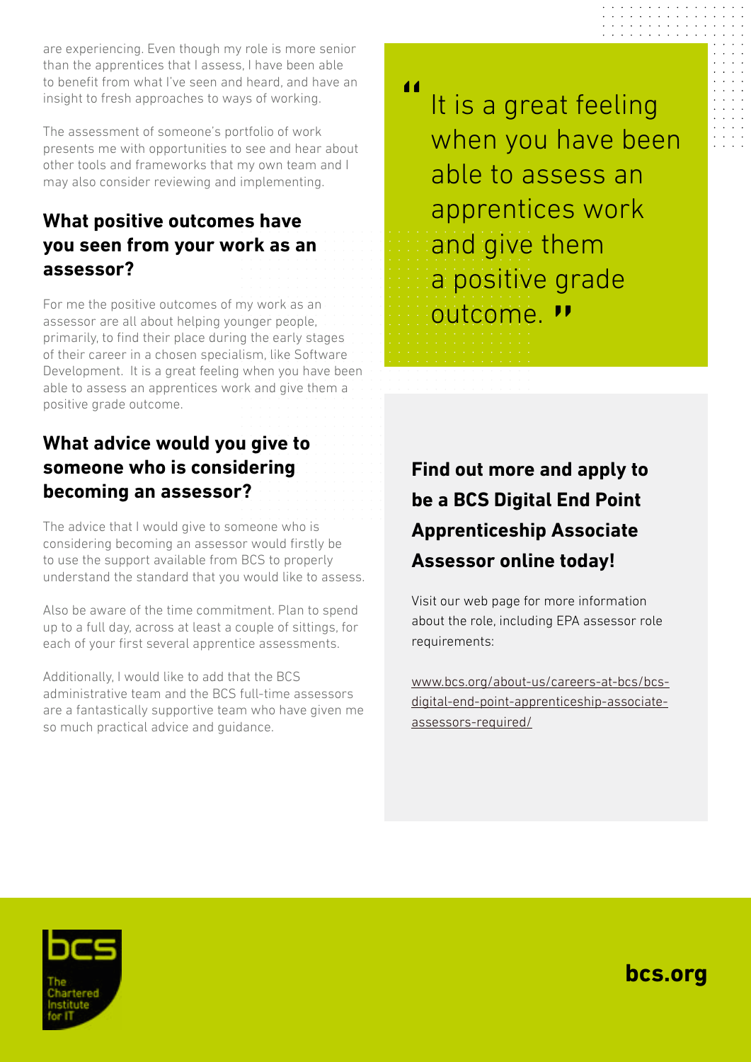are experiencing. Even though my role is more senior than the apprentices that I assess, I have been able to benefit from what I've seen and heard, and have an insight to fresh approaches to ways of working.

The assessment of someone's portfolio of work presents me with opportunities to see and hear about other tools and frameworks that my own team and I may also consider reviewing and implementing.

## What positive outcomes have you seen from your work as an assessor?

For me the positive outcomes of my work as an assessor are all about helping younger people, primarily, to find their place during the early stages of their career in a chosen specialism, like Software Development. It is a great feeling when you have been able to assess an apprentices work and give them a positive grade outcome.

## What advice would you give to someone who is considering becoming an assessor?

The advice that I would give to someone who is considering becoming an assessor would firstly be to use the support available from BCS to properly understand the standard that you would like to assess.

Also be aware of the time commitment. Plan to spend up to a full day, across at least a couple of sittings, for each of your first several apprentice assessments.

Additionally, I would like to add that the BCS administrative team and the BCS full-time assessors are a fantastically supportive team who have given me so much practical advice and guidance.

> "It is a great feeling when you have been able to assess an apprentices work and give them a positive grade outcome."

## Find out more and apply to be a BCS Digital End Point Apprenticeship Associate Assessor online today!

Visit our web page for more information about the role, including EPA assessor role requirements:

www.bcs.org/about-us/careers-at-bcs/bcs-digital-end-point-apprenticeship-associate-assessors-required/

bcs The Chartered Institute for IT

**bcs.org**